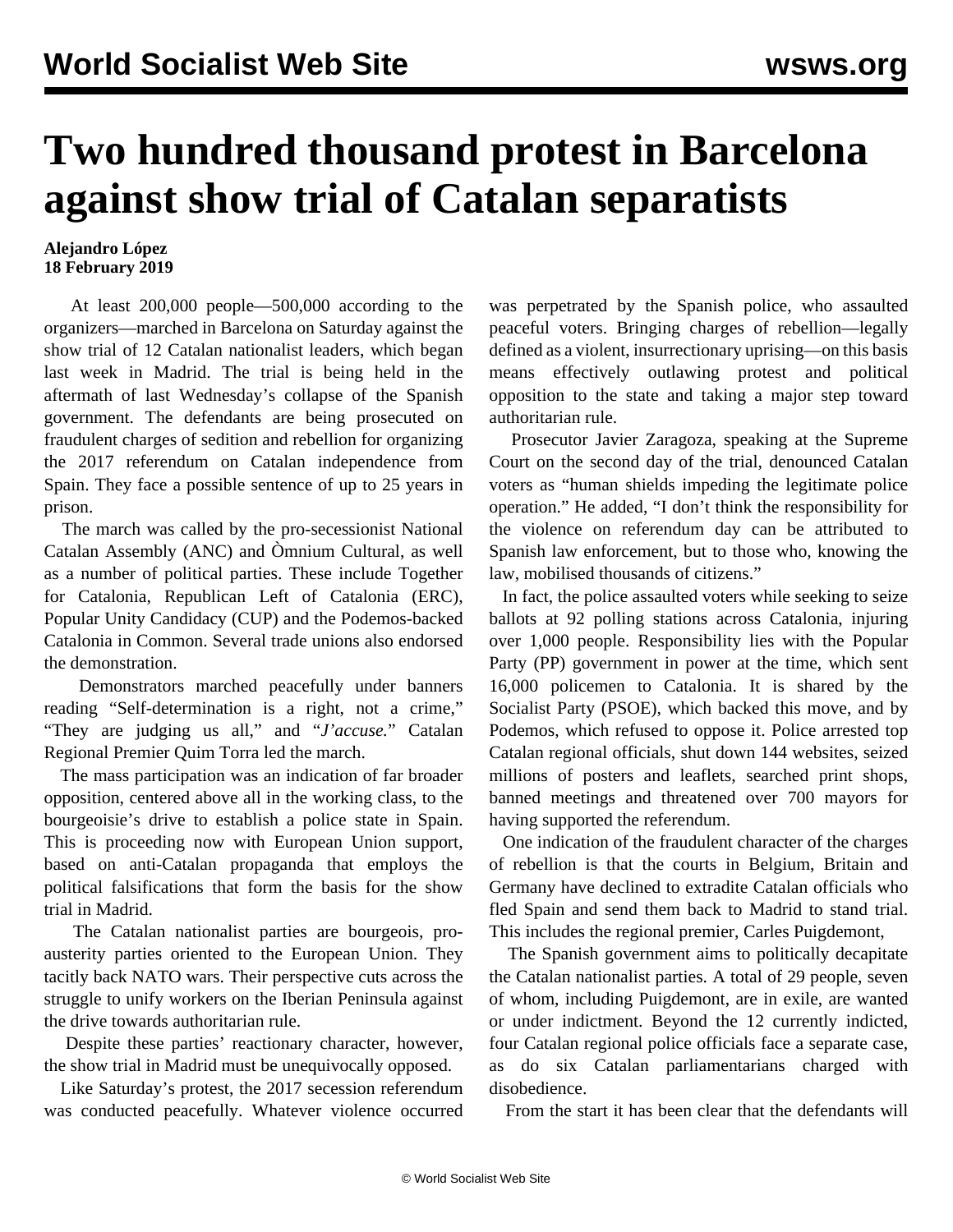# Two hundred thousand protest in Barcelona against show trial of Catalan separatists

**Alejandro López**
**18 February 2019**

At least 200,000 people—500,000 according to the organizers—marched in Barcelona on Saturday against the show trial of 12 Catalan nationalist leaders, which began last week in Madrid. The trial is being held in the aftermath of last Wednesday's collapse of the Spanish government. The defendants are being prosecuted on fraudulent charges of sedition and rebellion for organizing the 2017 referendum on Catalan independence from Spain. They face a possible sentence of up to 25 years in prison.

The march was called by the pro-secessionist National Catalan Assembly (ANC) and Òmnium Cultural, as well as a number of political parties. These include Together for Catalonia, Republican Left of Catalonia (ERC), Popular Unity Candidacy (CUP) and the Podemos-backed Catalonia in Common. Several trade unions also endorsed the demonstration.

Demonstrators marched peacefully under banners reading "Self-determination is a right, not a crime," "They are judging us all," and "*J'accuse*." Catalan Regional Premier Quim Torra led the march.

The mass participation was an indication of far broader opposition, centered above all in the working class, to the bourgeoisie's drive to establish a police state in Spain. This is proceeding now with European Union support, based on anti-Catalan propaganda that employs the political falsifications that form the basis for the show trial in Madrid.

The Catalan nationalist parties are bourgeois, pro-austerity parties oriented to the European Union. They tacitly back NATO wars. Their perspective cuts across the struggle to unify workers on the Iberian Peninsula against the drive towards authoritarian rule.

Despite these parties' reactionary character, however, the show trial in Madrid must be unequivocally opposed.

Like Saturday's protest, the 2017 secession referendum was conducted peacefully. Whatever violence occurred was perpetrated by the Spanish police, who assaulted peaceful voters. Bringing charges of rebellion—legally defined as a violent, insurrectionary uprising—on this basis means effectively outlawing protest and political opposition to the state and taking a major step toward authoritarian rule.

Prosecutor Javier Zaragoza, speaking at the Supreme Court on the second day of the trial, denounced Catalan voters as "human shields impeding the legitimate police operation." He added, "I don't think the responsibility for the violence on referendum day can be attributed to Spanish law enforcement, but to those who, knowing the law, mobilised thousands of citizens."

In fact, the police assaulted voters while seeking to seize ballots at 92 polling stations across Catalonia, injuring over 1,000 people. Responsibility lies with the Popular Party (PP) government in power at the time, which sent 16,000 policemen to Catalonia. It is shared by the Socialist Party (PSOE), which backed this move, and by Podemos, which refused to oppose it. Police arrested top Catalan regional officials, shut down 144 websites, seized millions of posters and leaflets, searched print shops, banned meetings and threatened over 700 mayors for having supported the referendum.

One indication of the fraudulent character of the charges of rebellion is that the courts in Belgium, Britain and Germany have declined to extradite Catalan officials who fled Spain and send them back to Madrid to stand trial. This includes the regional premier, Carles Puigdemont,

The Spanish government aims to politically decapitate the Catalan nationalist parties. A total of 29 people, seven of whom, including Puigdemont, are in exile, are wanted or under indictment. Beyond the 12 currently indicted, four Catalan regional police officials face a separate case, as do six Catalan parliamentarians charged with disobedience.

From the start it has been clear that the defendants will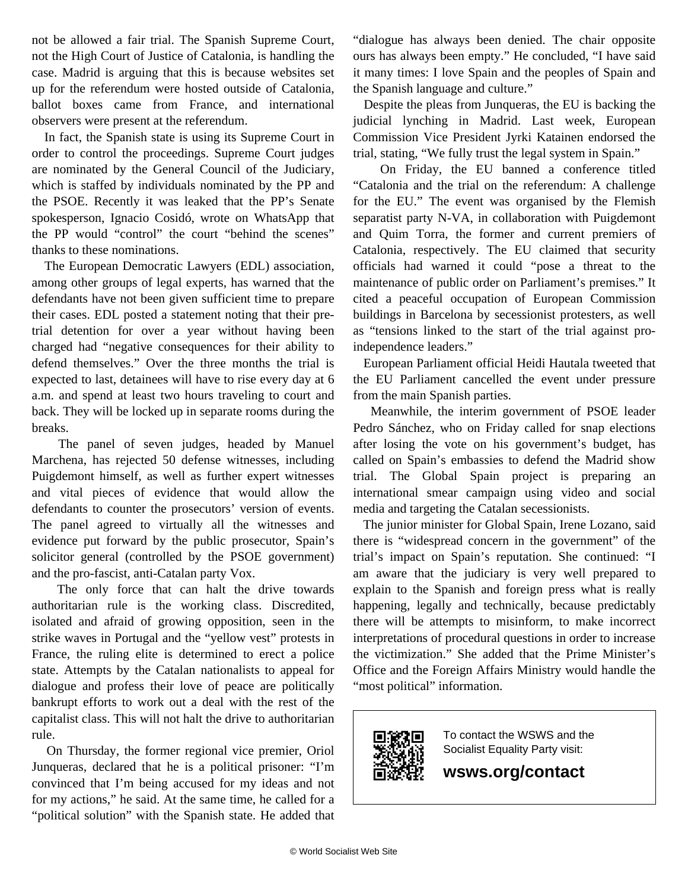not be allowed a fair trial. The Spanish Supreme Court, not the High Court of Justice of Catalonia, is handling the case. Madrid is arguing that this is because websites set up for the referendum were hosted outside of Catalonia, ballot boxes came from France, and international observers were present at the referendum.

In fact, the Spanish state is using its Supreme Court in order to control the proceedings. Supreme Court judges are nominated by the General Council of the Judiciary, which is staffed by individuals nominated by the PP and the PSOE. Recently it was leaked that the PP's Senate spokesperson, Ignacio Cosidó, wrote on WhatsApp that the PP would "control" the court "behind the scenes" thanks to these nominations.

The European Democratic Lawyers (EDL) association, among other groups of legal experts, has warned that the defendants have not been given sufficient time to prepare their cases. EDL posted a statement noting that their pre-trial detention for over a year without having been charged had "negative consequences for their ability to defend themselves." Over the three months the trial is expected to last, detainees will have to rise every day at 6 a.m. and spend at least two hours traveling to court and back. They will be locked up in separate rooms during the breaks.

The panel of seven judges, headed by Manuel Marchena, has rejected 50 defense witnesses, including Puigdemont himself, as well as further expert witnesses and vital pieces of evidence that would allow the defendants to counter the prosecutors' version of events. The panel agreed to virtually all the witnesses and evidence put forward by the public prosecutor, Spain's solicitor general (controlled by the PSOE government) and the pro-fascist, anti-Catalan party Vox.

The only force that can halt the drive towards authoritarian rule is the working class. Discredited, isolated and afraid of growing opposition, seen in the strike waves in Portugal and the "yellow vest" protests in France, the ruling elite is determined to erect a police state. Attempts by the Catalan nationalists to appeal for dialogue and profess their love of peace are politically bankrupt efforts to work out a deal with the rest of the capitalist class. This will not halt the drive to authoritarian rule.

On Thursday, the former regional vice premier, Oriol Junqueras, declared that he is a political prisoner: "I'm convinced that I'm being accused for my ideas and not for my actions," he said. At the same time, he called for a "political solution" with the Spanish state. He added that "dialogue has always been denied. The chair opposite ours has always been empty." He concluded, "I have said it many times: I love Spain and the peoples of Spain and the Spanish language and culture."

Despite the pleas from Junqueras, the EU is backing the judicial lynching in Madrid. Last week, European Commission Vice President Jyrki Katainen endorsed the trial, stating, "We fully trust the legal system in Spain."

On Friday, the EU banned a conference titled "Catalonia and the trial on the referendum: A challenge for the EU." The event was organised by the Flemish separatist party N-VA, in collaboration with Puigdemont and Quim Torra, the former and current premiers of Catalonia, respectively. The EU claimed that security officials had warned it could "pose a threat to the maintenance of public order on Parliament's premises." It cited a peaceful occupation of European Commission buildings in Barcelona by secessionist protesters, as well as "tensions linked to the start of the trial against pro-independence leaders."

European Parliament official Heidi Hautala tweeted that the EU Parliament cancelled the event under pressure from the main Spanish parties.

Meanwhile, the interim government of PSOE leader Pedro Sánchez, who on Friday called for snap elections after losing the vote on his government's budget, has called on Spain's embassies to defend the Madrid show trial. The Global Spain project is preparing an international smear campaign using video and social media and targeting the Catalan secessionists.

The junior minister for Global Spain, Irene Lozano, said there is "widespread concern in the government" of the trial's impact on Spain's reputation. She continued: "I am aware that the judiciary is very well prepared to explain to the Spanish and foreign press what is really happening, legally and technically, because predictably there will be attempts to misinform, to make incorrect interpretations of procedural questions in order to increase the victimization." She added that the Prime Minister's Office and the Foreign Affairs Ministry would handle the "most political" information.

To contact the WSWS and the Socialist Equality Party visit:

**wsws.org/contact**